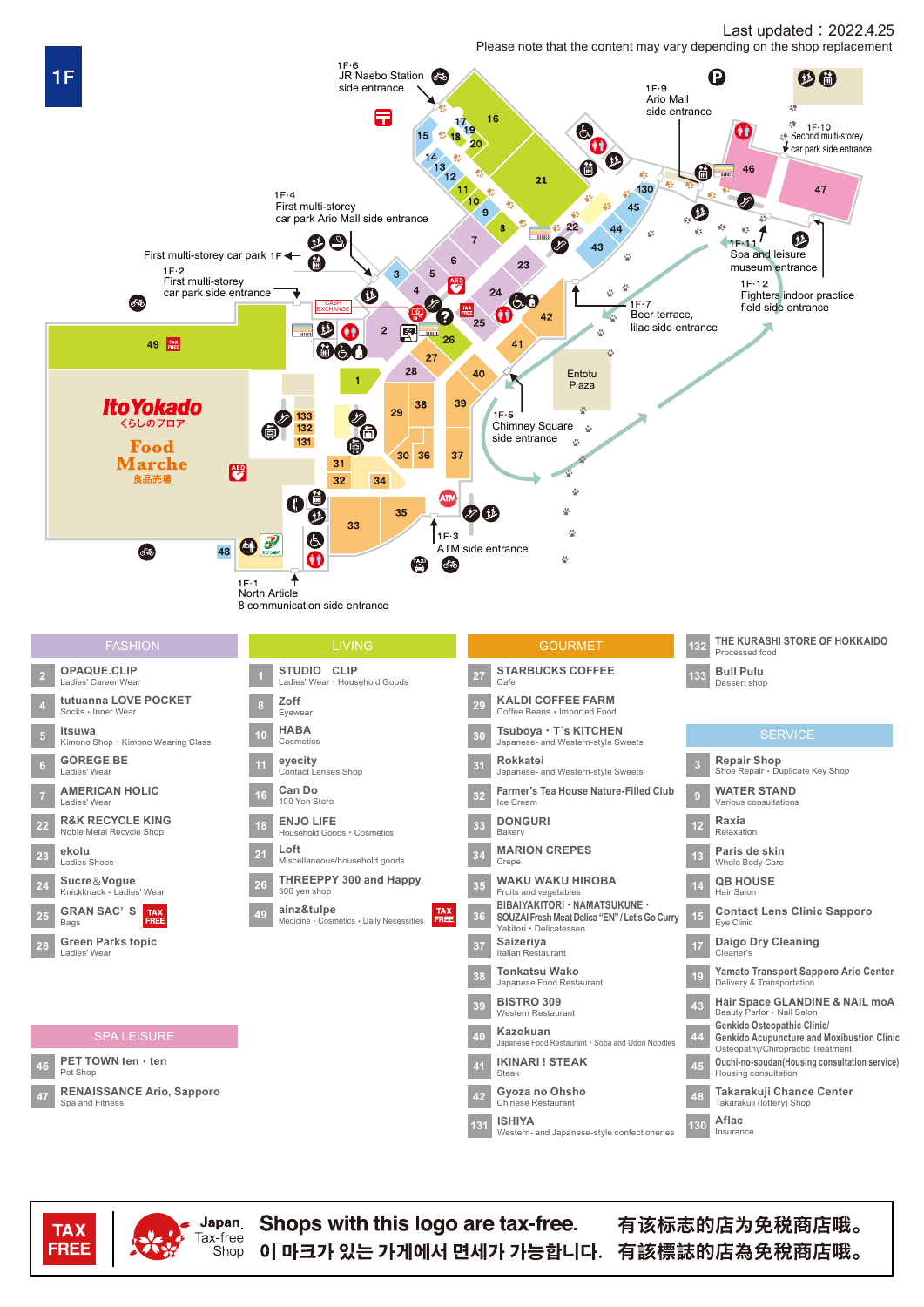# 1F

Last updated：2022.4.25

Please note that the content may vary depending on the shop replacement

- 1F･1 North Article 8 communication side entrance
- 1F･2 First multi-storey car park side entrance
- 1F･3 ATM side entrance
- 1F･4 First multi-storey car park Ario Mall side entrance
- 1F･5 Chimney Square side entrance
- 1F･6 JR Naebo Station side entrance
- 1F･7 Beer terrace, lilac side entrance
- 1F･9 Ario Mall side entrance
- 1F･10 Second multi-storey car park side entrance
- 1F･11 Spa and leisure museum entrance
- 1F･12 Fighters indoor practice field side entrance

First multi-storey car park 1F

Entotu Plaza

ItoYokado くらしのフロア Food Marche 食品売場

## FASHION

| No. | Shop | Category |
|---|---|---|
| 2 | OPAQUE.CLIP | Ladies' Career Wear |
| 4 | tutuanna LOVE POCKET | Socks・Inner Wear |
| 5 | Itsuwa | Kimono Shop・Kimono Wearing Class |
| 6 | GOREGE BE | Ladies' Wear |
| 7 | AMERICAN HOLIC | Ladies' Wear |
| 22 | R&K RECYCLE KING | Noble Metal Recycle Shop |
| 23 | ekolu | Ladies Shoes |
| 24 | Sucre&Vogue | Knickknack・Ladies' Wear |
| 25 | GRAN SAC' S (TAX FREE) | Bags |
| 28 | Green Parks topic | Ladies' Wear |

## LIVING

| No. | Shop | Category |
|---|---|---|
| 1 | STUDIO CLIP | Ladies' Wear・Household Goods |
| 8 | Zoff | Eyewear |
| 10 | HABA | Cosmetics |
| 11 | eyecity | Contact Lenses Shop |
| 16 | Can Do | 100 Yen Store |
| 18 | ENJO LIFE | Household Goods・Cosmetics |
| 21 | Loft | Miscellaneous/household goods |
| 26 | THREEPPY 300 and Happy | 300 yen shop |
| 49 | ainz&tulpe (TAX FREE) | Medicine・Cosmetics・Daily Necessities |

## GOURMET

| No. | Shop | Category |
|---|---|---|
| 27 | STARBUCKS COFFEE | Cafe |
| 29 | KALDI COFFEE FARM | Coffee Beans・Imported Food |
| 30 | Tsuboya・T`s KITCHEN | Japanese- and Western-style Sweets |
| 31 | Rokkatei | Japanese- and Western-style Sweets |
| 32 | Farmer's Tea House Nature-Filled Club | Ice Cream |
| 33 | DONGURI | Bakery |
| 34 | MARION CREPES | Crepe |
| 35 | WAKU WAKU HIROBA | Fruits and vegetables |
| 36 | BIBAIYAKITORI・NAMATSUKUNE・SOUZAI Fresh Meat Delica "EN" / Let's Go Curry | Yakitori・Delicatessen |
| 37 | Saizeriya | Italian Restaurant |
| 38 | Tonkatsu Wako | Japanese Food Restaurant |
| 39 | BISTRO 309 | Western Restaurant |
| 40 | Kazokuan | Japanese Food Restaurant・Soba and Udon Noodles |
| 41 | IKINARI ! STEAK | Steak |
| 42 | Gyoza no Ohsho | Chinese Restaurant |
| 131 | ISHIYA | Western- and Japanese-style confectioneries |
| 132 | THE KURASHI STORE OF HOKKAIDO | Processed food |
| 133 | Bull Pulu | Dessert shop |

## SERVICE

| No. | Shop | Category |
|---|---|---|
| 3 | Repair Shop | Shoe Repair・Duplicate Key Shop |
| 9 | WATER STAND | Various consultations |
| 12 | Raxia | Relaxation |
| 13 | Paris de skin | Whole Body Care |
| 14 | QB HOUSE | Hair Salon |
| 15 | Contact Lens Clinic Sapporo | Eye Clinic |
| 17 | Daigo Dry Cleaning | Cleaner's |
| 19 | Yamato Transport Sapporo Ario Center | Delivery & Transportation |
| 43 | Hair Space GLANDINE & NAIL moA | Beauty Parlor・Nail Salon |
| 44 | Genkido Osteopathic Clinic/ Genkido Acupuncture and Moxibustion Clinic | Osteopathy/Chiropractic Treatment |
| 45 | Ouchi-no-soudan(Housing consultation service) | Housing consultation |
| 48 | Takarakuji Chance Center | Takarakuji (lottery) Shop |
| 130 | Aflac | Insurance |

## SPA LEISURE

| No. | Shop | Category |
|---|---|---|
| 46 | PET TOWN ten・ten | Pet Shop |
| 47 | RENAISSANCE Ario, Sapporo | Spa and Fitness |

TAX FREE | Japan. Tax-free Shop

Shops with this logo are tax-free.

有该标志的店为免税商店哦。

이 마크가 있는 가게에서 면세가 가능합니다.

有該標誌的店為免稅商店哦。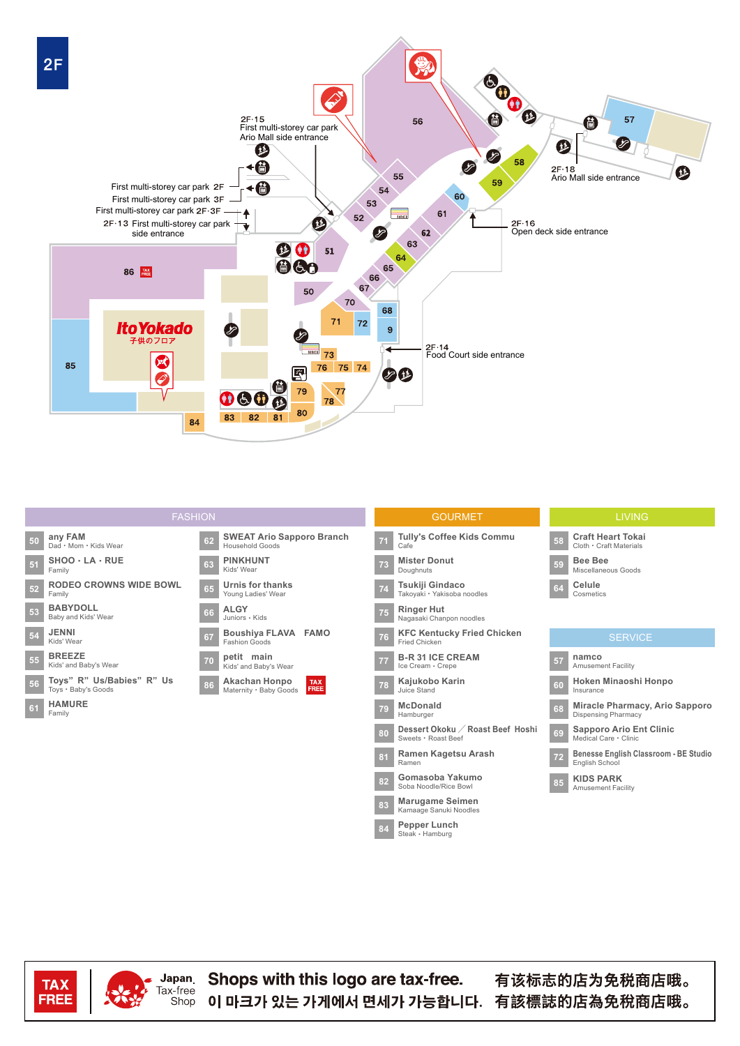# 2F

2F·15 First multi-storey car park Ario Mall side entrance

First multi-storey car park 2F

First multi-storey car park 3F

First multi-storey car park 2F·3F

2F·13 First multi-storey car park side entrance

2F·18 Ario Mall side entrance

2F·16 Open deck side entrance

2F·14 Food Court side entrance

Ito Yokado 子供のフロア

## FASHION

| No. | Shop | Category |
|---|---|---|
| 50 | any FAM | Dad・Mom・Kids Wear |
| 51 | SHOO・LA・RUE | Family |
| 52 | RODEO CROWNS WIDE BOWL | Family |
| 53 | BABYDOLL | Baby and Kids' Wear |
| 54 | JENNI | Kids' Wear |
| 55 | BREEZE | Kids' and Baby's Wear |
| 56 | Toys” R” Us/Babies” R” Us | Toys・Baby's Goods |
| 61 | HAMURE | Family |
| 62 | SWEAT Ario Sapporo Branch | Household Goods |
| 63 | PINKHUNT | Kids' Wear |
| 65 | Urnis for thanks | Young Ladies' Wear |
| 66 | ALGY | Juniors・Kids |
| 67 | Boushiya FLAVA FAMO | Fashion Goods |
| 70 | petit main | Kids' and Baby's Wear |
| 86 | Akachan Honpo (TAX FREE) | Maternity・Baby Goods |

## GOURMET

| No. | Shop | Category |
|---|---|---|
| 71 | Tully's Coffee Kids Commu | Cafe |
| 73 | Mister Donut | Doughnuts |
| 74 | Tsukiji Gindaco | Takoyaki・Yakisoba noodles |
| 75 | Ringer Hut | Nagasaki Chanpon noodles |
| 76 | KFC Kentucky Fried Chicken | Fried Chicken |
| 77 | B-R 31 ICE CREAM | Ice Cream・Crepe |
| 78 | Kajukobo Karin | Juice Stand |
| 79 | McDonald | Hamburger |
| 80 | Dessert Okoku ／ Roast Beef Hoshi | Sweets・Roast Beef |
| 81 | Ramen Kagetsu Arash | Ramen |
| 82 | Gomasoba Yakumo | Soba Noodle/Rice Bowl |
| 83 | Marugame Seimen | Kamaage Sanuki Noodles |
| 84 | Pepper Lunch | Steak・Hamburg |

## LIVING

| No. | Shop | Category |
|---|---|---|
| 58 | Craft Heart Tokai | Cloth・Craft Materials |
| 59 | Bee Bee | Miscellaneous Goods |
| 64 | Celule | Cosmetics |

## SERVICE

| No. | Shop | Category |
|---|---|---|
| 57 | namco | Amusement Facility |
| 60 | Hoken Minaoshi Honpo | Insurance |
| 68 | Miracle Pharmacy, Ario Sapporo | Dispensing Pharmacy |
| 69 | Sapporo Ario Ent Clinic | Medical Care・Clinic |
| 72 | Benesse English Classroom・BE Studio | English School |
| 85 | KIDS PARK | Amusement Facility |

TAX FREE | Japan. Tax-free Shop

Shops with this logo are tax-free.

이 마크가 있는 가게에서 면세가 가능합니다.

有该标志的店为免税商店哦。

有該標誌的店為免稅商店哦。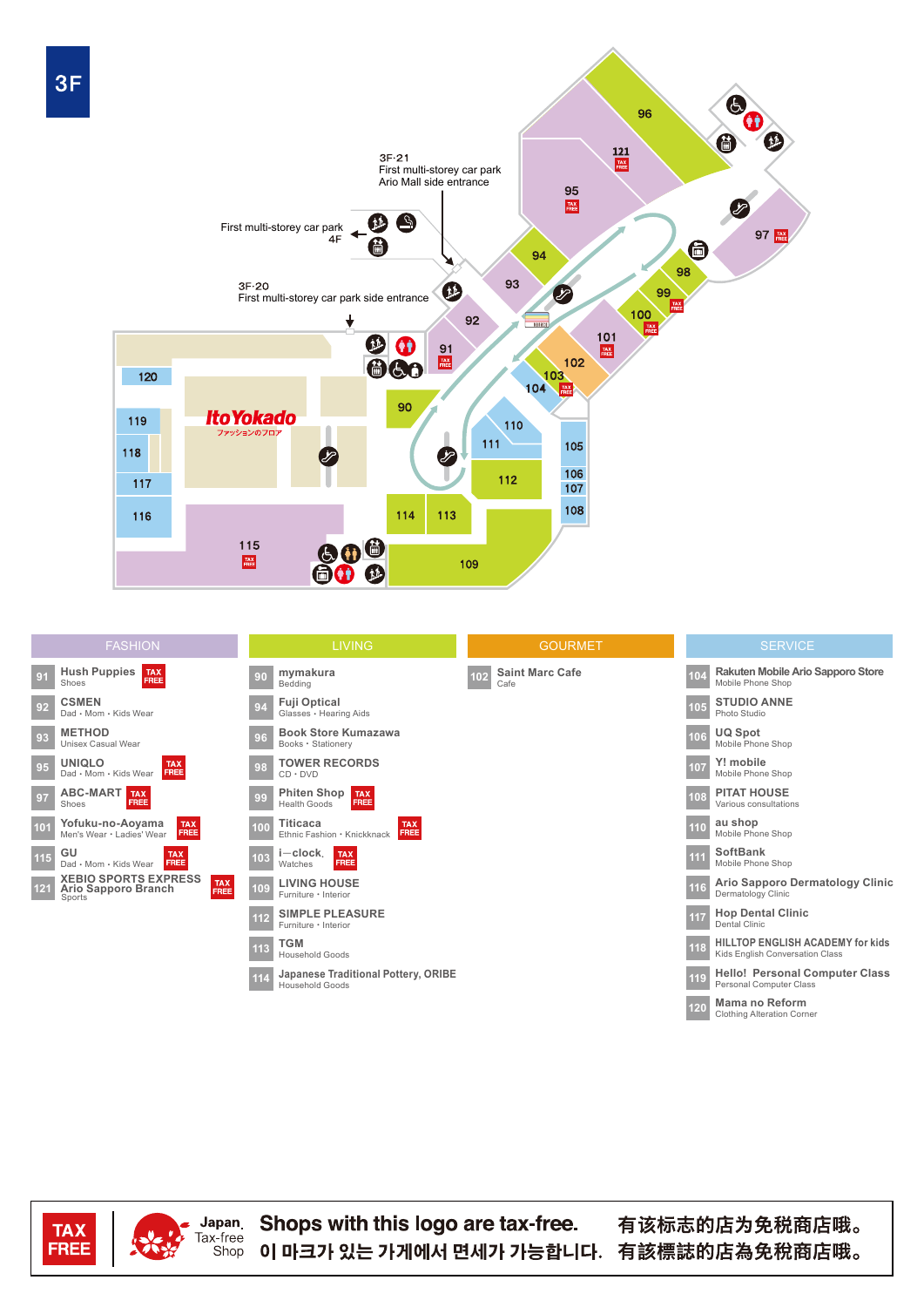# 3F

3F·21
First multi-storey car park
Ario Mall side entrance

First multi-storey car park
4F

3F·20
First multi-storey car park side entrance

Ito Yokado
ファッションのフロア

## FASHION

| | | |
|---|---|---|
| 91 | **Hush Puppies** Shoes | TAX FREE |
| 92 | **CSMEN** Dad・Mom・Kids Wear | |
| 93 | **METHOD** Unisex Casual Wear | |
| 95 | **UNIQLO** Dad・Mom・Kids Wear | TAX FREE |
| 97 | **ABC-MART** Shoes | TAX FREE |
| 101 | **Yofuku-no-Aoyama** Men's Wear・Ladies' Wear | TAX FREE |
| 115 | **GU** Dad・Mom・Kids Wear | TAX FREE |
| 121 | **XEBIO SPORTS EXPRESS Ario Sapporo Branch** Sports | TAX FREE |

## LIVING

| | | |
|---|---|---|
| 90 | **mymakura** Bedding | |
| 94 | **Fuji Optical** Glasses・Hearing Aids | |
| 96 | **Book Store Kumazawa** Books・Stationery | |
| 98 | **TOWER RECORDS** CD・DVD | |
| 99 | **Phiten Shop** Health Goods | TAX FREE |
| 100 | **Titicaca** Ethnic Fashion・Knickknack | TAX FREE |
| 103 | **i—clock.** Watches | TAX FREE |
| 109 | **LIVING HOUSE** Furniture・Interior | |
| 112 | **SIMPLE PLEASURE** Furniture・Interior | |
| 113 | **TGM** Household Goods | |
| 114 | **Japanese Traditional Pottery, ORIBE** Household Goods | |

## GOURMET

| | |
|---|---|
| 102 | **Saint Marc Cafe** Cafe |

## SERVICE

| | |
|---|---|
| 104 | **Rakuten Mobile Ario Sapporo Store** Mobile Phone Shop |
| 105 | **STUDIO ANNE** Photo Studio |
| 106 | **UQ Spot** Mobile Phone Shop |
| 107 | **Y! mobile** Mobile Phone Shop |
| 108 | **PITAT HOUSE** Various consultations |
| 110 | **au shop** Mobile Phone Shop |
| 111 | **SoftBank** Mobile Phone Shop |
| 116 | **Ario Sapporo Dermatology Clinic** Dermatology Clinic |
| 117 | **Hop Dental Clinic** Dental Clinic |
| 118 | **HILLTOP ENGLISH ACADEMY for kids** Kids English Conversation Class |
| 119 | **Hello! Personal Computer Class** Personal Computer Class |
| 120 | **Mama no Reform** Clothing Alteration Corner |

TAX FREE | Japan. Tax-free Shop

**Shops with this logo are tax-free.** 有该标志的店为免税商店哦。
이 마크가 있는 가게에서 면세가 가능합니다. 有該標誌的店為免税商店哦。